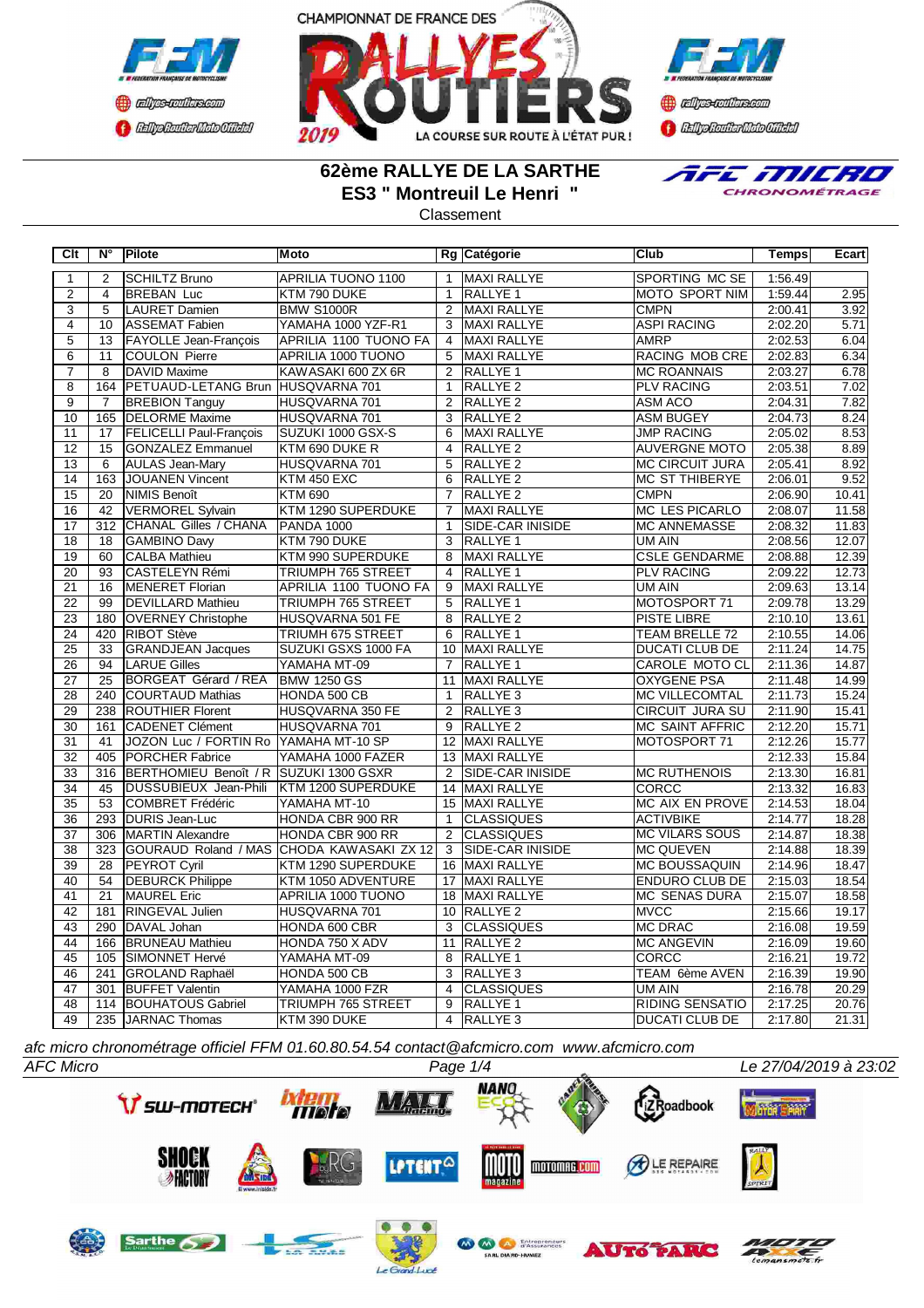CHAMPIONNAT DE FRANCE DES RALLYES ROUTIERS 2019 — LA COURSE SUR ROUTE À L'ÉTAT PUR !

# 62ème RALLYE DE LA SARTHE
## ES3 " Montreuil Le Henri "
Classement

| Clt | N° | Pilote | Moto | Rg | Catégorie | Club | Temps | Ecart |
|---|---|---|---|---|---|---|---|---|
| 1 | 2 | SCHILTZ Bruno | APRILIA TUONO 1100 | 1 | MAXI RALLYE | SPORTING MC SE | 1:56.49 | |
| 2 | 4 | BREBAN Luc | KTM 790 DUKE | 1 | RALLYE 1 | MOTO SPORT NIM | 1:59.44 | 2.95 |
| 3 | 5 | LAURET Damien | BMW S1000R | 2 | MAXI RALLYE | CMPN | 2:00.41 | 3.92 |
| 4 | 10 | ASSEMAT Fabien | YAMAHA 1000 YZF-R1 | 3 | MAXI RALLYE | ASPI RACING | 2:02.20 | 5.71 |
| 5 | 13 | FAYOLLE Jean-François | APRILIA 1100 TUONO FA | 4 | MAXI RALLYE | AMRP | 2:02.53 | 6.04 |
| 6 | 11 | COULON Pierre | APRILIA 1000 TUONO | 5 | MAXI RALLYE | RACING MOB CRE | 2:02.83 | 6.34 |
| 7 | 8 | DAVID Maxime | KAWASAKI 600 ZX 6R | 2 | RALLYE 1 | MC ROANNAIS | 2:03.27 | 6.78 |
| 8 | 164 | PETUAUD-LETANG Brun | HUSQVARNA 701 | 1 | RALLYE 2 | PLV RACING | 2:03.51 | 7.02 |
| 9 | 7 | BREBION Tanguy | HUSQVARNA 701 | 2 | RALLYE 2 | ASM ACO | 2:04.31 | 7.82 |
| 10 | 165 | DELORME Maxime | HUSQVARNA 701 | 3 | RALLYE 2 | ASM BUGEY | 2:04.73 | 8.24 |
| 11 | 17 | FELICELLI Paul-François | SUZUKI 1000 GSX-S | 6 | MAXI RALLYE | JMP RACING | 2:05.02 | 8.53 |
| 12 | 15 | GONZALEZ Emmanuel | KTM 690 DUKE R | 4 | RALLYE 2 | AUVERGNE MOTO | 2:05.38 | 8.89 |
| 13 | 6 | AULAS Jean-Mary | HUSQVARNA 701 | 5 | RALLYE 2 | MC CIRCUIT JURA | 2:05.41 | 8.92 |
| 14 | 163 | JOUANEN Vincent | KTM 450 EXC | 6 | RALLYE 2 | MC ST THIBERYE | 2:06.01 | 9.52 |
| 15 | 20 | NIMIS Benoît | KTM 690 | 7 | RALLYE 2 | CMPN | 2:06.90 | 10.41 |
| 16 | 42 | VERMOREL Sylvain | KTM 1290 SUPERDUKE | 7 | MAXI RALLYE | MC LES PICARLO | 2:08.07 | 11.58 |
| 17 | 312 | CHANAL Gilles / CHANA | PANDA 1000 | 1 | SIDE-CAR INISIDE | MC ANNEMASSE | 2:08.32 | 11.83 |
| 18 | 18 | GAMBINO Davy | KTM 790 DUKE | 3 | RALLYE 1 | UM AIN | 2:08.56 | 12.07 |
| 19 | 60 | CALBA Mathieu | KTM 990 SUPERDUKE | 8 | MAXI RALLYE | CSLE GENDARME | 2:08.88 | 12.39 |
| 20 | 93 | CASTELEYN Rémi | TRIUMPH 765 STREET | 4 | RALLYE 1 | PLV RACING | 2:09.22 | 12.73 |
| 21 | 16 | MENERET Florian | APRILIA 1100 TUONO FA | 9 | MAXI RALLYE | UM AIN | 2:09.63 | 13.14 |
| 22 | 99 | DEVILLARD Mathieu | TRIUMPH 765 STREET | 5 | RALLYE 1 | MOTOSPORT 71 | 2:09.78 | 13.29 |
| 23 | 180 | OVERNEY Christophe | HUSQVARNA 501 FE | 8 | RALLYE 2 | PISTE LIBRE | 2:10.10 | 13.61 |
| 24 | 420 | RIBOT Stève | TRIUMH 675 STREET | 6 | RALLYE 1 | TEAM BRELLE 72 | 2:10.55 | 14.06 |
| 25 | 33 | GRANDJEAN Jacques | SUZUKI GSXS 1000 FA | 10 | MAXI RALLYE | DUCATI CLUB DE | 2:11.24 | 14.75 |
| 26 | 94 | LARUE Gilles | YAMAHA MT-09 | 7 | RALLYE 1 | CAROLE MOTO CL | 2:11.36 | 14.87 |
| 27 | 25 | BORGEAT Gérard / REA | BMW 1250 GS | 11 | MAXI RALLYE | OXYGENE PSA | 2:11.48 | 14.99 |
| 28 | 240 | COURTAUD Mathias | HONDA 500 CB | 1 | RALLYE 3 | MC VILLECOMTAL | 2:11.73 | 15.24 |
| 29 | 238 | ROUTHIER Florent | HUSQVARNA 350 FE | 2 | RALLYE 3 | CIRCUIT JURA SU | 2:11.90 | 15.41 |
| 30 | 161 | CADENET Clément | HUSQVARNA 701 | 9 | RALLYE 2 | MC SAINT AFFRIC | 2:12.20 | 15.71 |
| 31 | 41 | JOZON Luc / FORTIN Ro | YAMAHA MT-10 SP | 12 | MAXI RALLYE | MOTOSPORT 71 | 2:12.26 | 15.77 |
| 32 | 405 | PORCHER Fabrice | YAMAHA 1000 FAZER | 13 | MAXI RALLYE | | 2:12.33 | 15.84 |
| 33 | 316 | BERTHOMIEU Benoît / R | SUZUKI 1300 GSXR | 2 | SIDE-CAR INISIDE | MC RUTHENOIS | 2:13.30 | 16.81 |
| 34 | 45 | DUSSUBIEUX Jean-Phili | KTM 1200 SUPERDUKE | 14 | MAXI RALLYE | CORCC | 2:13.32 | 16.83 |
| 35 | 53 | COMBRET Frédéric | YAMAHA MT-10 | 15 | MAXI RALLYE | MC AIX EN PROVE | 2:14.53 | 18.04 |
| 36 | 293 | DURIS Jean-Luc | HONDA CBR 900 RR | 1 | CLASSIQUES | ACTIVBIKE | 2:14.77 | 18.28 |
| 37 | 306 | MARTIN Alexandre | HONDA CBR 900 RR | 2 | CLASSIQUES | MC VILARS SOUS | 2:14.87 | 18.38 |
| 38 | 323 | GOURAUD Roland / MAS | CHODA KAWASAKI ZX 12 | 3 | SIDE-CAR INISIDE | MC QUEVEN | 2:14.88 | 18.39 |
| 39 | 28 | PEYROT Cyril | KTM 1290 SUPERDUKE | 16 | MAXI RALLYE | MC BOUSSAQUIN | 2:14.96 | 18.47 |
| 40 | 54 | DEBURCK Philippe | KTM 1050 ADVENTURE | 17 | MAXI RALLYE | ENDURO CLUB DE | 2:15.03 | 18.54 |
| 41 | 21 | MAUREL Eric | APRILIA 1000 TUONO | 18 | MAXI RALLYE | MC SENAS DURA | 2:15.07 | 18.58 |
| 42 | 181 | RINGEVAL Julien | HUSQVARNA 701 | 10 | RALLYE 2 | MVCC | 2:15.66 | 19.17 |
| 43 | 290 | DAVAL Johan | HONDA 600 CBR | 3 | CLASSIQUES | MC DRAC | 2:16.08 | 19.59 |
| 44 | 166 | BRUNEAU Mathieu | HONDA 750 X ADV | 11 | RALLYE 2 | MC ANGEVIN | 2:16.09 | 19.60 |
| 45 | 105 | SIMONNET Hervé | YAMAHA MT-09 | 8 | RALLYE 1 | CORCC | 2:16.21 | 19.72 |
| 46 | 241 | GROLAND Raphaël | HONDA 500 CB | 3 | RALLYE 3 | TEAM 6ème AVEN | 2:16.39 | 19.90 |
| 47 | 301 | BUFFET Valentin | YAMAHA 1000 FZR | 4 | CLASSIQUES | UM AIN | 2:16.78 | 20.29 |
| 48 | 114 | BOUHATOUS Gabriel | TRIUMPH 765 STREET | 9 | RALLYE 1 | RIDING SENSATIO | 2:17.25 | 20.76 |
| 49 | 235 | JARNAC Thomas | KTM 390 DUKE | 4 | RALLYE 3 | DUCATI CLUB DE | 2:17.80 | 21.31 |

*afc micro chronométrage officiel FFM 01.60.80.54.54 contact@afcmicro.com www.afcmicro.com*

*AFC Micro* — Le 27/04/2019 à 23:02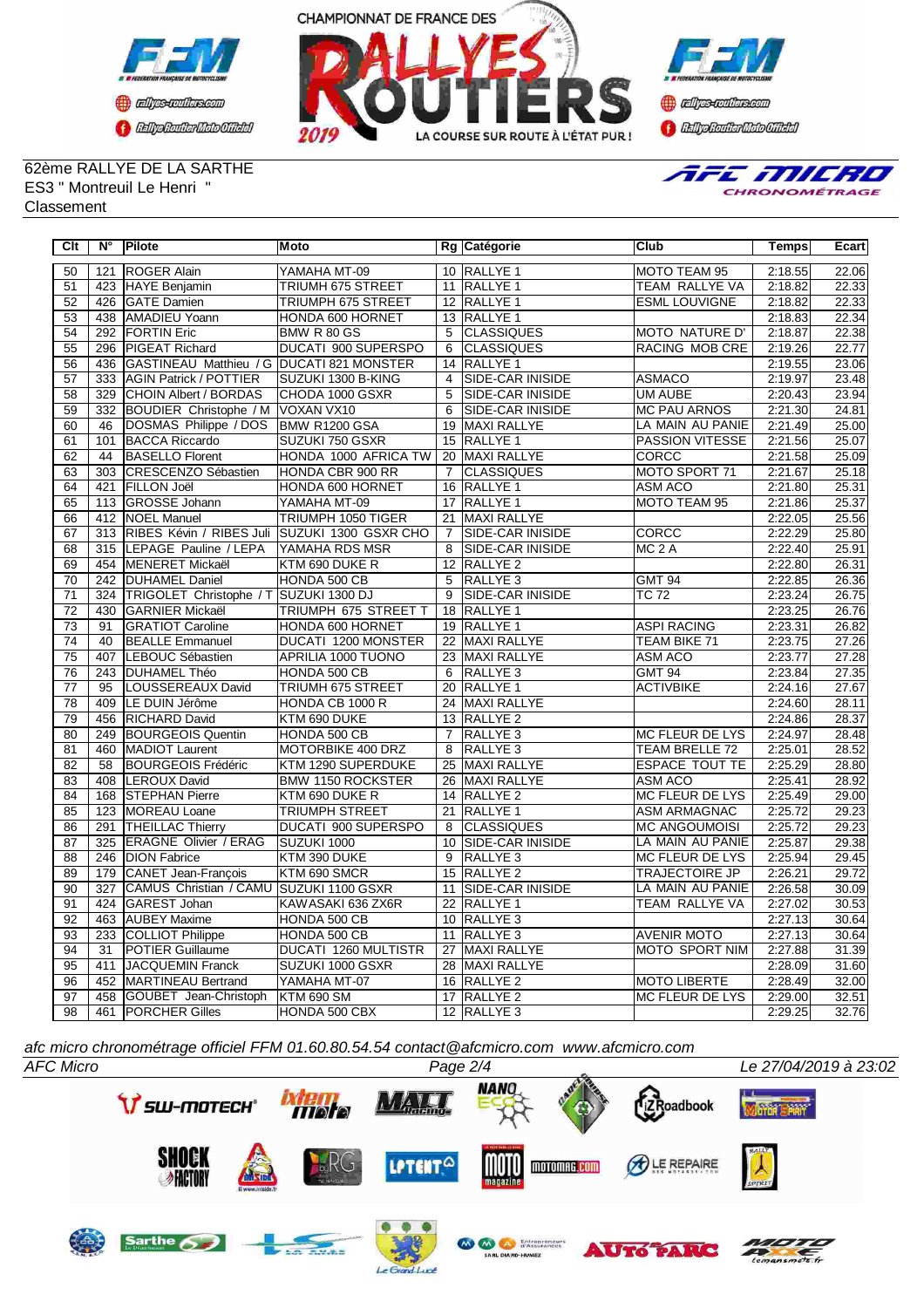62ème RALLYE DE LA SARTHE
ES3 " Montreuil Le Henri "
Classement

| Clt | N° | Pilote | Moto | Rg | Catégorie | Club | Temps | Ecart |
|---|---|---|---|---|---|---|---|---|
| 50 | 121 | ROGER Alain | YAMAHA MT-09 | 10 | RALLYE 1 | MOTO TEAM 95 | 2:18.55 | 22.06 |
| 51 | 423 | HAYE Benjamin | TRIUMH 675 STREET | 11 | RALLYE 1 | TEAM RALLYE VA | 2:18.82 | 22.33 |
| 52 | 426 | GATE Damien | TRIUMPH 675 STREET | 12 | RALLYE 1 | ESML LOUVIGNE | 2:18.82 | 22.33 |
| 53 | 438 | AMADIEU Yoann | HONDA 600 HORNET | 13 | RALLYE 1 | | 2:18.83 | 22.34 |
| 54 | 292 | FORTIN Eric | BMW R 80 GS | 5 | CLASSIQUES | MOTO NATURE D' | 2:18.87 | 22.38 |
| 55 | 296 | PIGEAT Richard | DUCATI 900 SUPERSPO | 6 | CLASSIQUES | RACING MOB CRE | 2:19.26 | 22.77 |
| 56 | 436 | GASTINEAU Matthieu / G | DUCATI 821 MONSTER | 14 | RALLYE 1 | | 2:19.55 | 23.06 |
| 57 | 333 | AGIN Patrick / POTTIER | SUZUKI 1300 B-KING | 4 | SIDE-CAR INISIDE | ASMACO | 2:19.97 | 23.48 |
| 58 | 329 | CHOIN Albert / BORDAS | CHODA 1000 GSXR | 5 | SIDE-CAR INISIDE | UM AUBE | 2:20.43 | 23.94 |
| 59 | 332 | BOUDIER Christophe / M | VOXAN VX10 | 6 | SIDE-CAR INISIDE | MC PAU ARNOS | 2:21.30 | 24.81 |
| 60 | 46 | DOSMAS Philippe / DOS | BMW R1200 GSA | 19 | MAXI RALLYE | LA MAIN AU PANIE | 2:21.49 | 25.00 |
| 61 | 101 | BACCA Riccardo | SUZUKI 750 GSXR | 15 | RALLYE 1 | PASSION VITESSE | 2:21.56 | 25.07 |
| 62 | 44 | BASELLO Florent | HONDA 1000 AFRICA TW | 20 | MAXI RALLYE | CORCC | 2:21.58 | 25.09 |
| 63 | 303 | CRESCENZO Sébastien | HONDA CBR 900 RR | 7 | CLASSIQUES | MOTO SPORT 71 | 2:21.67 | 25.18 |
| 64 | 421 | FILLON Joël | HONDA 600 HORNET | 16 | RALLYE 1 | ASM ACO | 2:21.80 | 25.31 |
| 65 | 113 | GROSSE Johann | YAMAHA MT-09 | 17 | RALLYE 1 | MOTO TEAM 95 | 2:21.86 | 25.37 |
| 66 | 412 | NOEL Manuel | TRIUMPH 1050 TIGER | 21 | MAXI RALLYE | | 2:22.05 | 25.56 |
| 67 | 313 | RIBES Kévin / RIBES Juli | SUZUKI 1300 GSXR CHO | 7 | SIDE-CAR INISIDE | CORCC | 2:22.29 | 25.80 |
| 68 | 315 | LEPAGE Pauline / LEPA | YAMAHA RDS MSR | 8 | SIDE-CAR INISIDE | MC 2 A | 2:22.40 | 25.91 |
| 69 | 454 | MENERET Mickaël | KTM 690 DUKE R | 12 | RALLYE 2 | | 2:22.80 | 26.31 |
| 70 | 242 | DUHAMEL Daniel | HONDA 500 CB | 5 | RALLYE 3 | GMT 94 | 2:22.85 | 26.36 |
| 71 | 324 | TRIGOLET Christophe / T | SUZUKI 1300 DJ | 9 | SIDE-CAR INISIDE | TC 72 | 2:23.24 | 26.75 |
| 72 | 430 | GARNIER Mickaël | TRIUMPH 675 STREET T | 18 | RALLYE 1 | | 2:23.25 | 26.76 |
| 73 | 91 | GRATIOT Caroline | HONDA 600 HORNET | 19 | RALLYE 1 | ASPI RACING | 2:23.31 | 26.82 |
| 74 | 40 | BEALLE Emmanuel | DUCATI 1200 MONSTER | 22 | MAXI RALLYE | TEAM BIKE 71 | 2:23.75 | 27.26 |
| 75 | 407 | LEBOUC Sébastien | APRILIA 1000 TUONO | 23 | MAXI RALLYE | ASM ACO | 2:23.77 | 27.28 |
| 76 | 243 | DUHAMEL Théo | HONDA 500 CB | 6 | RALLYE 3 | GMT 94 | 2:23.84 | 27.35 |
| 77 | 95 | LOUSSEREAUX David | TRIUMPH 675 STREET | 20 | RALLYE 1 | ACTIVBIKE | 2:24.16 | 27.67 |
| 78 | 409 | LE DUIN Jérôme | HONDA CB 1000 R | 24 | MAXI RALLYE | | 2:24.60 | 28.11 |
| 79 | 456 | RICHARD David | KTM 690 DUKE | 13 | RALLYE 2 | | 2:24.86 | 28.37 |
| 80 | 249 | BOURGEOIS Quentin | HONDA 500 CB | 7 | RALLYE 3 | MC FLEUR DE LYS | 2:24.97 | 28.48 |
| 81 | 460 | MADIOT Laurent | MOTORBIKE 400 DRZ | 8 | RALLYE 3 | TEAM BRELLE 72 | 2:25.01 | 28.52 |
| 82 | 58 | BOURGEOIS Frédéric | KTM 1290 SUPERDUKE | 25 | MAXI RALLYE | ESPACE TOUT TE | 2:25.29 | 28.80 |
| 83 | 408 | LEROUX David | BMW 1150 ROCKSTER | 26 | MAXI RALLYE | ASM ACO | 2:25.41 | 28.92 |
| 84 | 168 | STEPHAN Pierre | KTM 690 DUKE R | 14 | RALLYE 2 | MC FLEUR DE LYS | 2:25.49 | 29.00 |
| 85 | 123 | MOREAU Loane | TRIUMPH STREET | 21 | RALLYE 1 | ASM ARMAGNAC | 2:25.72 | 29.23 |
| 86 | 291 | THEILLAC Thierry | DUCATI 900 SUPERSPO | 8 | CLASSIQUES | MC ANGOUMOISI | 2:25.72 | 29.23 |
| 87 | 325 | ERAGNE Olivier / ERAG | SUZUKI 1000 | 10 | SIDE-CAR INISIDE | LA MAIN AU PANIE | 2:25.87 | 29.38 |
| 88 | 246 | DION Fabrice | KTM 390 DUKE | 9 | RALLYE 3 | MC FLEUR DE LYS | 2:25.94 | 29.45 |
| 89 | 179 | CANET Jean-François | KTM 690 SMCR | 15 | RALLYE 2 | TRAJECTOIRE JP | 2:26.21 | 29.72 |
| 90 | 327 | CAMUS Christian / CAMU | SUZUKI 1100 GSXR | 11 | SIDE-CAR INISIDE | LA MAIN AU PANIE | 2:26.58 | 30.09 |
| 91 | 424 | GAREST Johan | KAWASAKI 636 ZX6R | 22 | RALLYE 1 | TEAM RALLYE VA | 2:27.02 | 30.53 |
| 92 | 463 | AUBEY Maxime | HONDA 500 CB | 10 | RALLYE 3 | | 2:27.13 | 30.64 |
| 93 | 233 | COLLIOT Philippe | HONDA 500 CB | 11 | RALLYE 3 | AVENIR MOTO | 2:27.13 | 30.64 |
| 94 | 31 | POTIER Guillaume | DUCATI 1260 MULTISTR | 27 | MAXI RALLYE | MOTO SPORT NIM | 2:27.88 | 31.39 |
| 95 | 411 | JACQUEMIN Franck | SUZUKI 1000 GSXR | 28 | MAXI RALLYE | | 2:28.09 | 31.60 |
| 96 | 452 | MARTINEAU Bertrand | YAMAHA MT-07 | 16 | RALLYE 2 | MOTO LIBERTE | 2:28.49 | 32.00 |
| 97 | 458 | GOUBET Jean-Christoph | KTM 690 SM | 17 | RALLYE 2 | MC FLEUR DE LYS | 2:29.00 | 32.51 |
| 98 | 461 | PORCHER Gilles | HONDA 500 CBX | 12 | RALLYE 3 | | 2:29.25 | 32.76 |

*afc micro chronométrage officiel FFM 01.60.80.54.54 contact@afcmicro.com www.afcmicro.com*

*AFC Micro* — *Le 27/04/2019 à 23:02*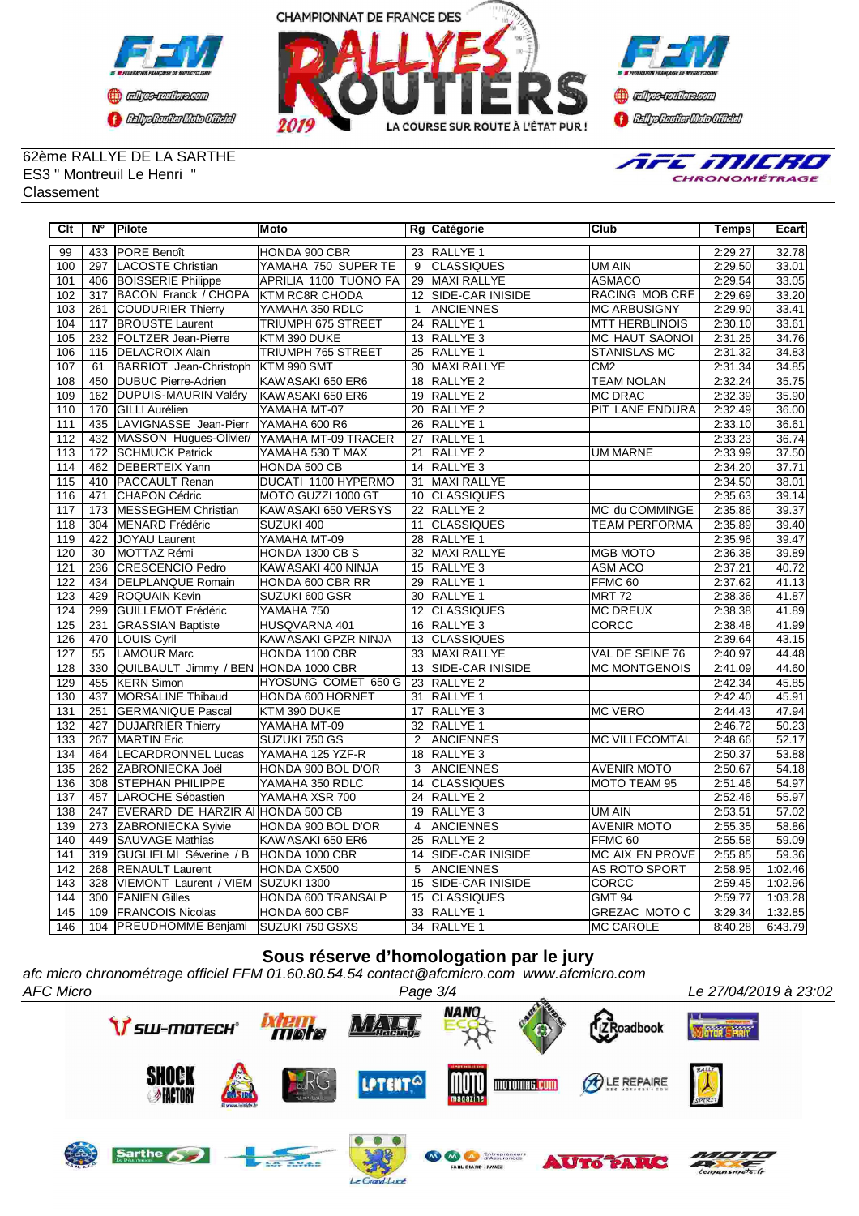CHAMPIONNAT DE FRANCE DES RALLYES ROUTIERS 2019

62ème RALLYE DE LA SARTHE
ES3 " Montreuil Le Henri "
Classement

| Clt | N° | Pilote | Moto | Rg | Catégorie | Club | Temps | Ecart |
|---|---|---|---|---|---|---|---|---|
| 99 | 433 | PORE Benoît | HONDA 900 CBR | 23 | RALLYE 1 | | 2:29.27 | 32.78 |
| 100 | 297 | LACOSTE Christian | YAMAHA 750 SUPER TE | 9 | CLASSIQUES | UM AIN | 2:29.50 | 33.01 |
| 101 | 406 | BOISSERIE Philippe | APRILIA 1100 TUONO FA | 29 | MAXI RALLYE | ASMACO | 2:29.54 | 33.05 |
| 102 | 317 | BACON Franck / CHOPA | KTM RC8R CHODA | 12 | SIDE-CAR INISIDE | RACING MOB CRE | 2:29.69 | 33.20 |
| 103 | 261 | COUDURIER Thierry | YAMAHA 350 RDLC | 1 | ANCIENNES | MC ARBUSIGNY | 2:29.90 | 33.41 |
| 104 | 117 | BROUSTE Laurent | TRIUMPH 675 STREET | 24 | RALLYE 1 | MTT HERBLINOIS | 2:30.10 | 33.61 |
| 105 | 232 | FOLTZER Jean-Pierre | KTM 390 DUKE | 13 | RALLYE 3 | MC HAUT SAONOI | 2:31.25 | 34.76 |
| 106 | 115 | DELACROIX Alain | TRIUMPH 765 STREET | 25 | RALLYE 1 | STANISLAS MC | 2:31.32 | 34.83 |
| 107 | 61 | BARRIOT Jean-Christoph | KTM 990 SMT | 30 | MAXI RALLYE | CM2 | 2:31.34 | 34.85 |
| 108 | 450 | DUBUC Pierre-Adrien | KAWASAKI 650 ER6 | 18 | RALLYE 2 | TEAM NOLAN | 2:32.24 | 35.75 |
| 109 | 162 | DUPUIS-MAURIN Valéry | KAWASAKI 650 ER6 | 19 | RALLYE 2 | MC DRAC | 2:32.39 | 35.90 |
| 110 | 170 | GILLI Aurélien | YAMAHA MT-07 | 20 | RALLYE 2 | PIT LANE ENDURA | 2:32.49 | 36.00 |
| 111 | 435 | LAVIGNASSE Jean-Pierr | YAMAHA 600 R6 | 26 | RALLYE 1 | | 2:33.10 | 36.61 |
| 112 | 432 | MASSON Hugues-Olivier/ | YAMAHA MT-09 TRACER | 27 | RALLYE 1 | | 2:33.23 | 36.74 |
| 113 | 172 | SCHMUCK Patrick | YAMAHA 530 T MAX | 21 | RALLYE 2 | UM MARNE | 2:33.99 | 37.50 |
| 114 | 462 | DEBERTEIX Yann | HONDA 500 CB | 14 | RALLYE 3 | | 2:34.20 | 37.71 |
| 115 | 410 | PACCAULT Renan | DUCATI 1100 HYPERMO | 31 | MAXI RALLYE | | 2:34.50 | 38.01 |
| 116 | 471 | CHAPON Cédric | MOTO GUZZI 1000 GT | 10 | CLASSIQUES | | 2:35.63 | 39.14 |
| 117 | 173 | MESSEGHEM Christian | KAWASAKI 650 VERSYS | 22 | RALLYE 2 | MC du COMMINGE | 2:35.86 | 39.37 |
| 118 | 304 | MENARD Frédéric | SUZUKI 400 | 11 | CLASSIQUES | TEAM PERFORMA | 2:35.89 | 39.40 |
| 119 | 422 | JOYAU Laurent | YAMAHA MT-09 | 28 | RALLYE 1 | | 2:35.96 | 39.47 |
| 120 | 30 | MOTTAZ Rémi | HONDA 1300 CB S | 32 | MAXI RALLYE | MGB MOTO | 2:36.38 | 39.89 |
| 121 | 236 | CRESCENCIO Pedro | KAWASAKI 400 NINJA | 15 | RALLYE 3 | ASM ACO | 2:37.21 | 40.72 |
| 122 | 434 | DELPLANQUE Romain | HONDA 600 CBR RR | 29 | RALLYE 1 | FFMC 60 | 2:37.62 | 41.13 |
| 123 | 429 | ROQUAIN Kevin | SUZUKI 600 GSR | 30 | RALLYE 1 | MRT 72 | 2:38.36 | 41.87 |
| 124 | 299 | GUILLEMOT Frédéric | YAMAHA 750 | 12 | CLASSIQUES | MC DREUX | 2:38.38 | 41.89 |
| 125 | 231 | GRASSIAN Baptiste | HUSQVARNA 401 | 16 | RALLYE 3 | CORCC | 2:38.48 | 41.99 |
| 126 | 470 | LOUIS Cyril | KAWASAKI GPZR NINJA | 13 | CLASSIQUES | | 2:39.64 | 43.15 |
| 127 | 55 | LAMOUR Marc | HONDA 1100 CBR | 33 | MAXI RALLYE | VAL DE SEINE 76 | 2:40.97 | 44.48 |
| 128 | 330 | QUILBAULT Jimmy / BEN | HONDA 1000 CBR | 13 | SIDE-CAR INISIDE | MC MONTGENOIS | 2:41.09 | 44.60 |
| 129 | 455 | KERN Simon | HYOSUNG COMET 650 G | 23 | RALLYE 2 | | 2:42.34 | 45.85 |
| 130 | 437 | MORSALINE Thibaud | HONDA 600 HORNET | 31 | RALLYE 1 | | 2:42.40 | 45.91 |
| 131 | 251 | GERMANIQUE Pascal | KTM 390 DUKE | 17 | RALLYE 3 | MC VERO | 2:44.43 | 47.94 |
| 132 | 427 | DUJARRIER Thierry | YAMAHA MT-09 | 32 | RALLYE 1 | | 2:46.72 | 50.23 |
| 133 | 267 | MARTIN Eric | SUZUKI 750 GS | 2 | ANCIENNES | MC VILLECOMTAL | 2:48.66 | 52.17 |
| 134 | 464 | LECARDRONNEL Lucas | YAMAHA 125 YZF-R | 18 | RALLYE 3 | | 2:50.37 | 53.88 |
| 135 | 262 | ZABRONIECKA Joël | HONDA 900 BOL D'OR | 3 | ANCIENNES | AVENIR MOTO | 2:50.67 | 54.18 |
| 136 | 308 | STEPHAN PHILIPPE | YAMAHA 350 RDLC | 14 | CLASSIQUES | MOTO TEAM 95 | 2:51.46 | 54.97 |
| 137 | 457 | LAROCHE Sébastien | YAMAHA XSR 700 | 24 | RALLYE 2 | | 2:52.46 | 55.97 |
| 138 | 247 | EVERARD DE HARZIR Al | HONDA 500 CB | 19 | RALLYE 3 | UM AIN | 2:53.51 | 57.02 |
| 139 | 273 | ZABRONIECKA Sylvie | HONDA 900 BOL D'OR | 4 | ANCIENNES | AVENIR MOTO | 2:55.35 | 58.86 |
| 140 | 449 | SAUVAGE Mathias | KAWASAKI 650 ER6 | 25 | RALLYE 2 | FFMC 60 | 2:55.58 | 59.09 |
| 141 | 319 | GUGLIELMI Séverine / B | HONDA 1000 CBR | 14 | SIDE-CAR INISIDE | MC AIX EN PROVE | 2:55.85 | 59.36 |
| 142 | 268 | RENAULT Laurent | HONDA CX500 | 5 | ANCIENNES | AS ROTO SPORT | 2:58.95 | 1:02.46 |
| 143 | 328 | VIEMONT Laurent / VIEM | SUZUKI 1300 | 15 | SIDE-CAR INISIDE | CORCC | 2:59.45 | 1:02.96 |
| 144 | 300 | FANIEN Gilles | HONDA 600 TRANSALP | 15 | CLASSIQUES | GMT 94 | 2:59.77 | 1:03.28 |
| 145 | 109 | FRANCOIS Nicolas | HONDA 600 CBF | 33 | RALLYE 1 | GREZAC MOTO C | 3:29.34 | 1:32.85 |
| 146 | 104 | PREUDHOMME Benjami | SUZUKI 750 GSXS | 34 | RALLYE 1 | MC CAROLE | 8:40.28 | 6:43.79 |

**Sous réserve d'homologation par le jury**

*afc micro chronométrage officiel FFM 01.60.80.54.54 contact@afcmicro.com www.afcmicro.com*

*AFC Micro* — *Le 27/04/2019 à 23:02*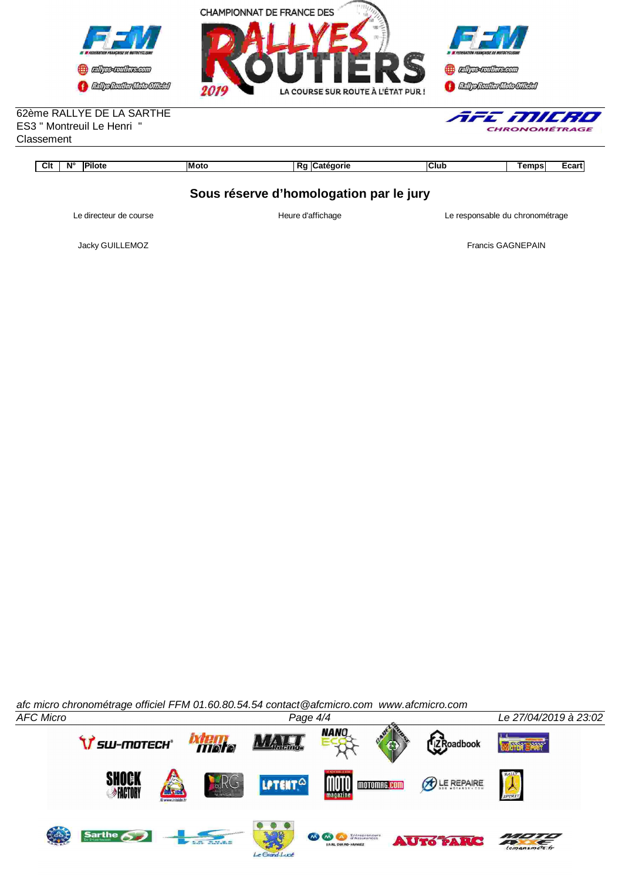62ème RALLYE DE LA SARTHE
ES3 " Montreuil Le Henri "
Classement

| Clt | N° | Pilote | Moto | Rg | Catégorie | Club | Temps | Ecart |
|---|---|---|---|---|---|---|---|---|

## Sous réserve d'homologation par le jury

Le directeur de course

Jacky GUILLEMOZ

Heure d'affichage

Le responsable du chronométrage

Francis GAGNEPAIN

*afc micro chronométrage officiel FFM 01.60.80.54.54 contact@afcmicro.com www.afcmicro.com*

*AFC Micro* *Le 27/04/2019 à 23:02*